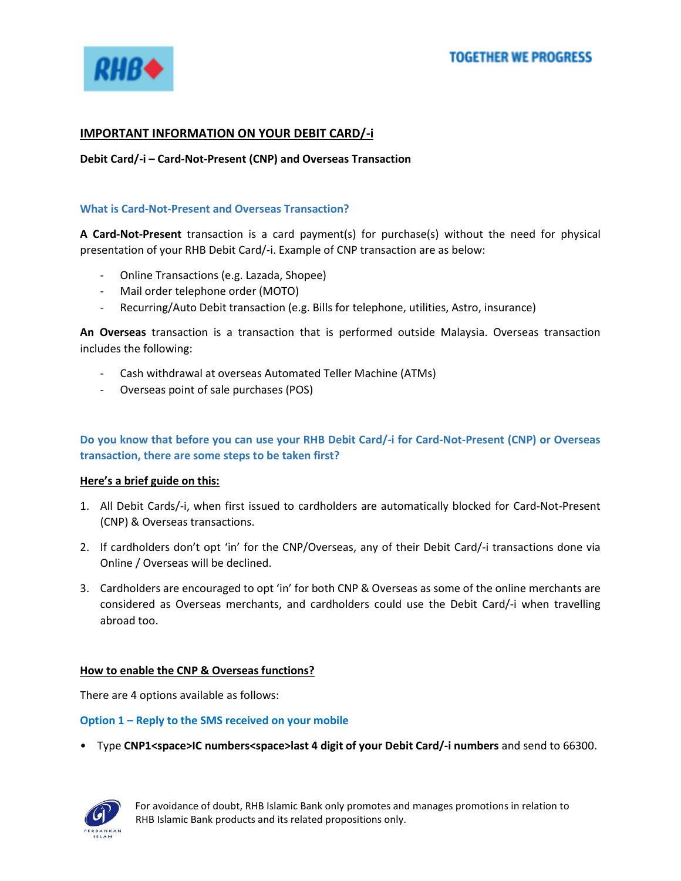# IMPORTANT INFORMATION ON YOUR DEBIT CARD/-i

**Debit Card/-i – Card-Not-Present (CNP) and Overseas Transaction**

### What is Card-Not-Present and Overseas Transaction?

**A Card-Not-Present** transaction is a card payment(s) for purchase(s) without the need for physical presentation of your RHB Debit Card/-i. Example of CNP transaction are as below:

- Online Transactions (e.g. Lazada, Shopee)
- Mail order telephone order (MOTO)
- Recurring/Auto Debit transaction (e.g. Bills for telephone, utilities, Astro, insurance)

**An Overseas** transaction is a transaction that is performed outside Malaysia. Overseas transaction includes the following:

- Cash withdrawal at overseas Automated Teller Machine (ATMs)
- Overseas point of sale purchases (POS)

### Do you know that before you can use your RHB Debit Card/-i for Card-Not-Present (CNP) or Overseas transaction, there are some steps to be taken first?

**Here's a brief guide on this:**

1. All Debit Cards/-i, when first issued to cardholders are automatically blocked for Card-Not-Present (CNP) & Overseas transactions.
2. If cardholders don't opt 'in' for the CNP/Overseas, any of their Debit Card/-i transactions done via Online / Overseas will be declined.
3. Cardholders are encouraged to opt 'in' for both CNP & Overseas as some of the online merchants are considered as Overseas merchants, and cardholders could use the Debit Card/-i when travelling abroad too.

**How to enable the CNP & Overseas functions?**

There are 4 options available as follows:

### Option 1 – Reply to the SMS received on your mobile

- Type **CNP1<space>IC numbers<space>last 4 digit of your Debit Card/-i numbers** and send to 66300.

For avoidance of doubt, RHB Islamic Bank only promotes and manages promotions in relation to RHB Islamic Bank products and its related propositions only.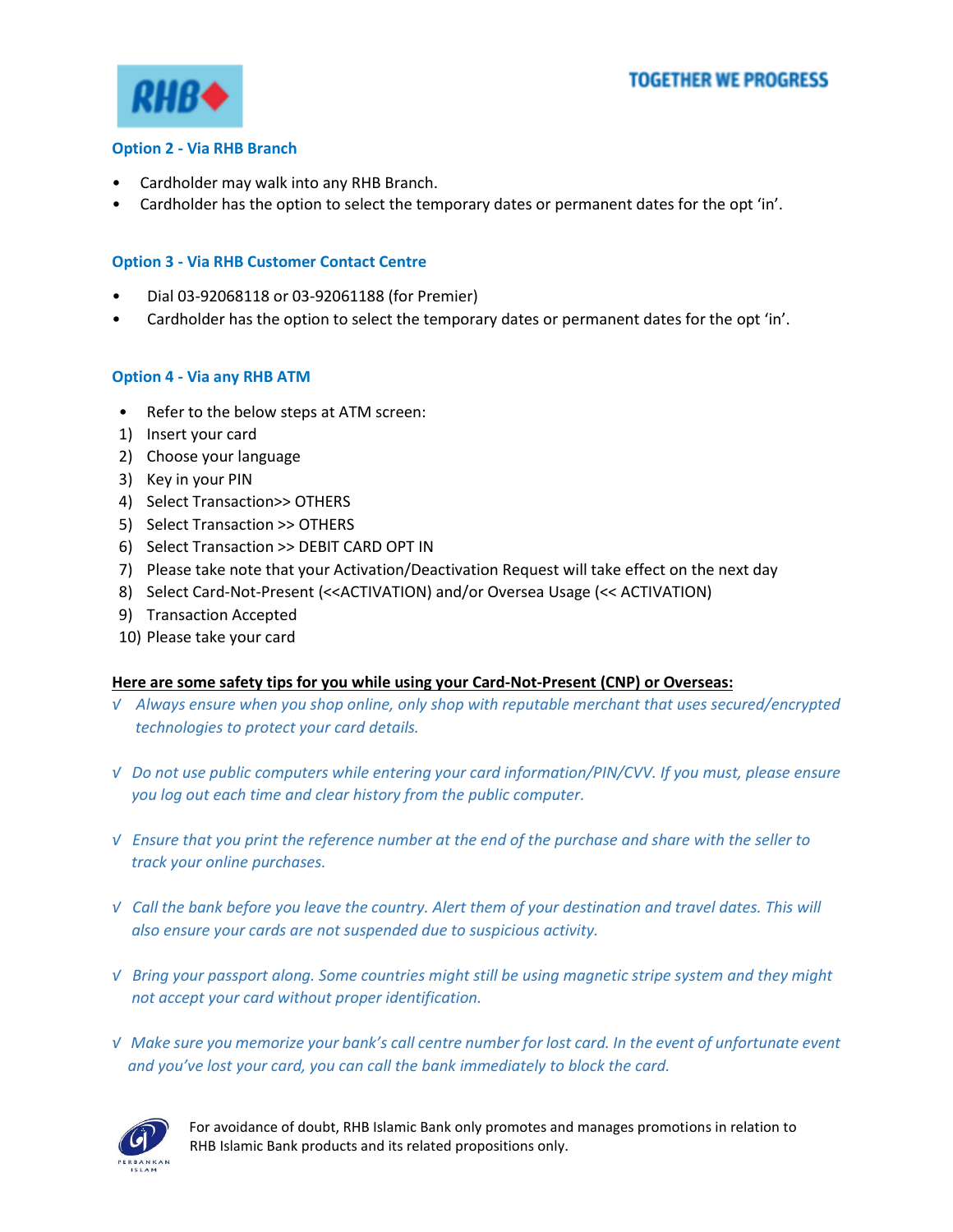### Option 2 - Via RHB Branch

- Cardholder may walk into any RHB Branch.
- Cardholder has the option to select the temporary dates or permanent dates for the opt 'in'.

### Option 3 - Via RHB Customer Contact Centre

- Dial 03-92068118 or 03-92061188 (for Premier)
- Cardholder has the option to select the temporary dates or permanent dates for the opt 'in'.

### Option 4 - Via any RHB ATM

- Refer to the below steps at ATM screen:

1) Insert your card
2) Choose your language
3) Key in your PIN
4) Select Transaction>> OTHERS
5) Select Transaction >> OTHERS
6) Select Transaction >> DEBIT CARD OPT IN
7) Please take note that your Activation/Deactivation Request will take effect on the next day
8) Select Card-Not-Present (<<ACTIVATION) and/or Oversea Usage (<< ACTIVATION)
9) Transaction Accepted
10) Please take your card

**Here are some safety tips for you while using your Card-Not-Present (CNP) or Overseas:**

√ *Always ensure when you shop online, only shop with reputable merchant that uses secured/encrypted technologies to protect your card details.*

√ *Do not use public computers while entering your card information/PIN/CVV. If you must, please ensure you log out each time and clear history from the public computer.*

√ *Ensure that you print the reference number at the end of the purchase and share with the seller to track your online purchases.*

√ *Call the bank before you leave the country. Alert them of your destination and travel dates. This will also ensure your cards are not suspended due to suspicious activity.*

√ *Bring your passport along. Some countries might still be using magnetic stripe system and they might not accept your card without proper identification.*

√ *Make sure you memorize your bank's call centre number for lost card. In the event of unfortunate event and you've lost your card, you can call the bank immediately to block the card.*

For avoidance of doubt, RHB Islamic Bank only promotes and manages promotions in relation to RHB Islamic Bank products and its related propositions only.